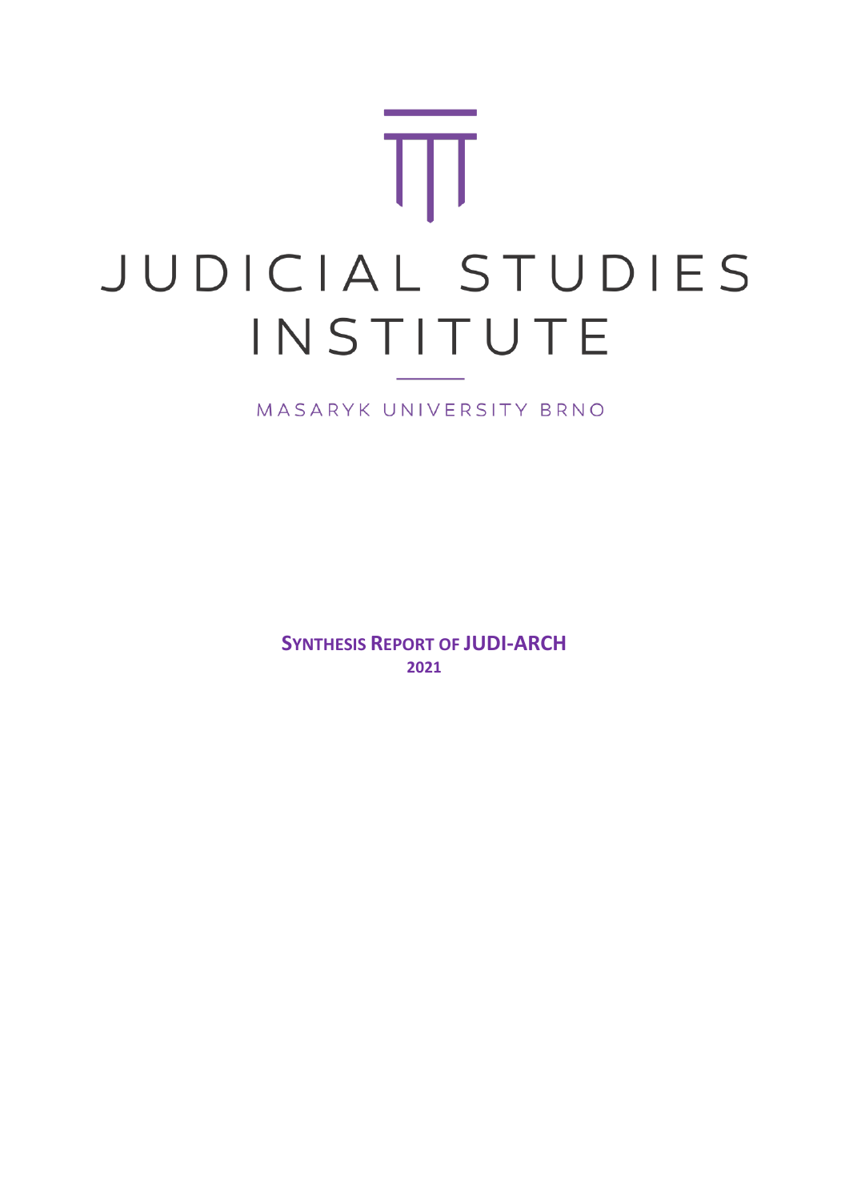# JUDICIAL STUDIES INSTITUTE

MASARYK UNIVERSITY BRNO

**SYNTHESIS REPORT OF JUDI-ARCH**
**2021**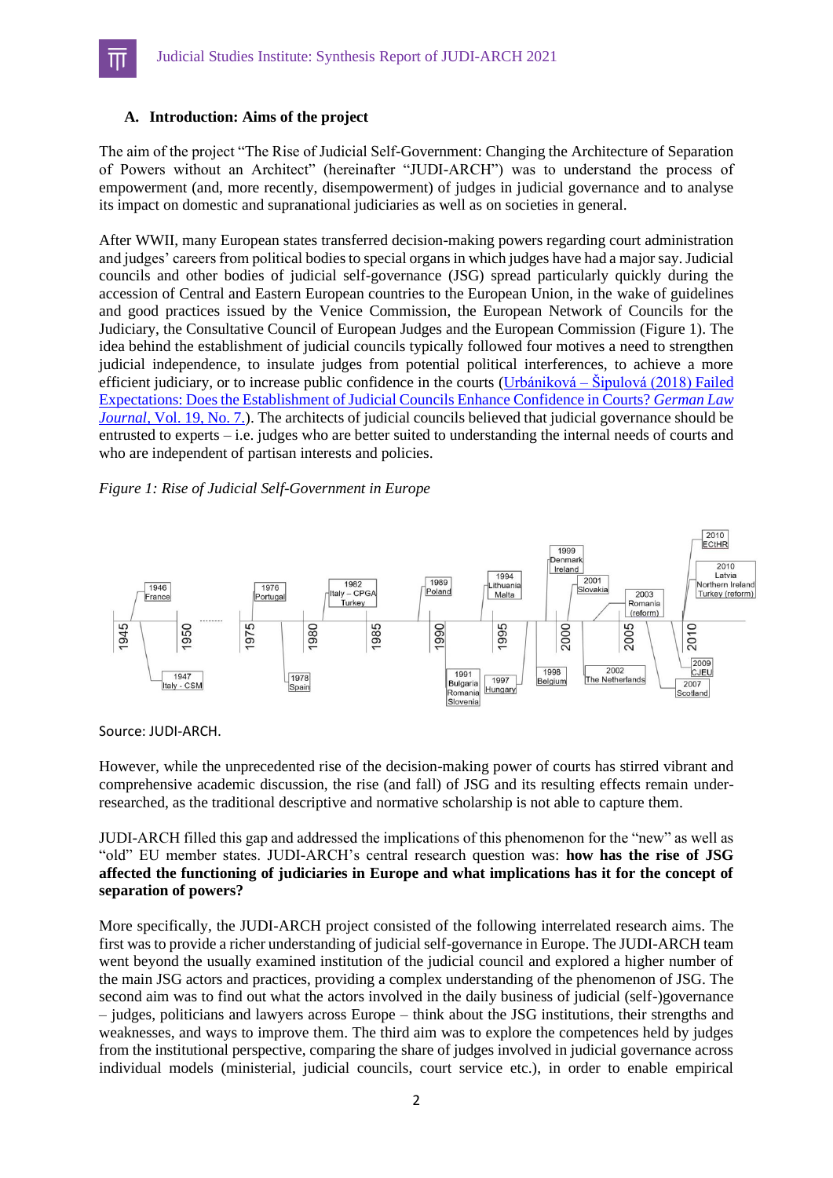## A. Introduction: Aims of the project

The aim of the project "The Rise of Judicial Self-Government: Changing the Architecture of Separation of Powers without an Architect" (hereinafter "JUDI-ARCH") was to understand the process of empowerment (and, more recently, disempowerment) of judges in judicial governance and to analyse its impact on domestic and supranational judiciaries as well as on societies in general.

After WWII, many European states transferred decision-making powers regarding court administration and judges' careers from political bodies to special organs in which judges have had a major say. Judicial councils and other bodies of judicial self-governance (JSG) spread particularly quickly during the accession of Central and Eastern European countries to the European Union, in the wake of guidelines and good practices issued by the Venice Commission, the European Network of Councils for the Judiciary, the Consultative Council of European Judges and the European Commission (Figure 1). The idea behind the establishment of judicial councils typically followed four motives a need to strengthen judicial independence, to insulate judges from potential political interferences, to achieve a more efficient judiciary, or to increase public confidence in the courts (Urbániková – Šipulová (2018) Failed Expectations: Does the Establishment of Judicial Councils Enhance Confidence in Courts? *German Law Journal*, Vol. 19, No. 7.). The architects of judicial councils believed that judicial governance should be entrusted to experts – i.e. judges who are better suited to understanding the internal needs of courts and who are independent of partisan interests and policies.

*Figure 1: Rise of Judicial Self-Government in Europe*

Source: JUDI-ARCH.

However, while the unprecedented rise of the decision-making power of courts has stirred vibrant and comprehensive academic discussion, the rise (and fall) of JSG and its resulting effects remain under-researched, as the traditional descriptive and normative scholarship is not able to capture them.

JUDI-ARCH filled this gap and addressed the implications of this phenomenon for the "new" as well as "old" EU member states. JUDI-ARCH's central research question was: **how has the rise of JSG affected the functioning of judiciaries in Europe and what implications has it for the concept of separation of powers?**

More specifically, the JUDI-ARCH project consisted of the following interrelated research aims. The first was to provide a richer understanding of judicial self-governance in Europe. The JUDI-ARCH team went beyond the usually examined institution of the judicial council and explored a higher number of the main JSG actors and practices, providing a complex understanding of the phenomenon of JSG. The second aim was to find out what the actors involved in the daily business of judicial (self-)governance – judges, politicians and lawyers across Europe – think about the JSG institutions, their strengths and weaknesses, and ways to improve them. The third aim was to explore the competences held by judges from the institutional perspective, comparing the share of judges involved in judicial governance across individual models (ministerial, judicial councils, court service etc.), in order to enable empirical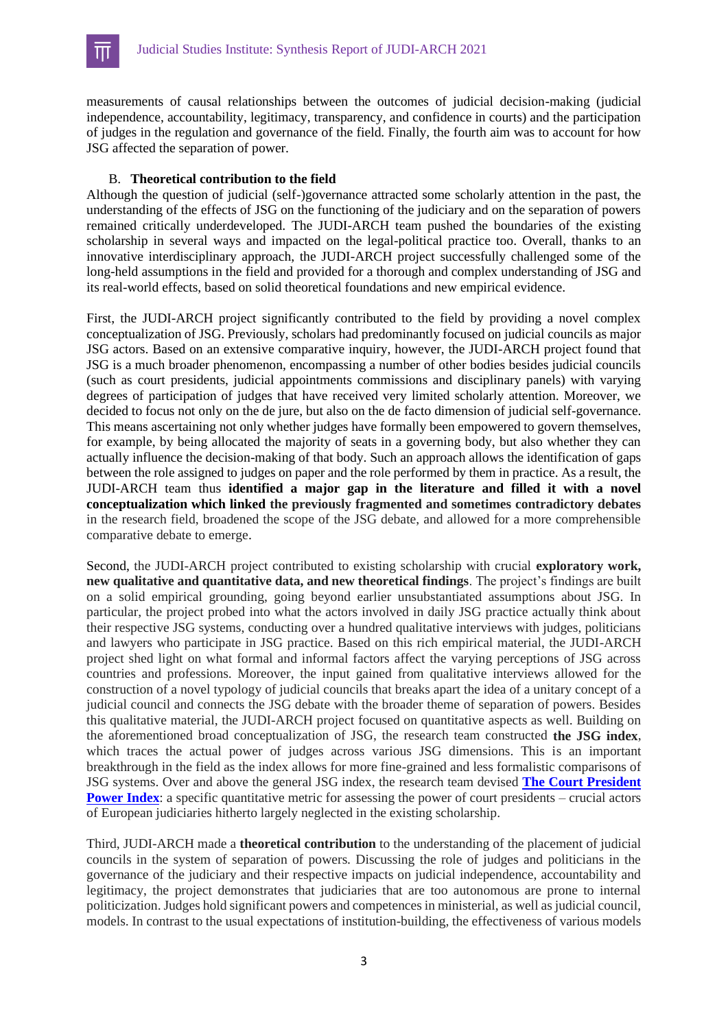measurements of causal relationships between the outcomes of judicial decision-making (judicial independence, accountability, legitimacy, transparency, and confidence in courts) and the participation of judges in the regulation and governance of the field. Finally, the fourth aim was to account for how JSG affected the separation of power.

### B. **Theoretical contribution to the field**

Although the question of judicial (self-)governance attracted some scholarly attention in the past, the understanding of the effects of JSG on the functioning of the judiciary and on the separation of powers remained critically underdeveloped. The JUDI-ARCH team pushed the boundaries of the existing scholarship in several ways and impacted on the legal-political practice too. Overall, thanks to an innovative interdisciplinary approach, the JUDI-ARCH project successfully challenged some of the long-held assumptions in the field and provided for a thorough and complex understanding of JSG and its real-world effects, based on solid theoretical foundations and new empirical evidence.

First, the JUDI-ARCH project significantly contributed to the field by providing a novel complex conceptualization of JSG. Previously, scholars had predominantly focused on judicial councils as major JSG actors. Based on an extensive comparative inquiry, however, the JUDI-ARCH project found that JSG is a much broader phenomenon, encompassing a number of other bodies besides judicial councils (such as court presidents, judicial appointments commissions and disciplinary panels) with varying degrees of participation of judges that have received very limited scholarly attention. Moreover, we decided to focus not only on the de jure, but also on the de facto dimension of judicial self-governance. This means ascertaining not only whether judges have formally been empowered to govern themselves, for example, by being allocated the majority of seats in a governing body, but also whether they can actually influence the decision-making of that body. Such an approach allows the identification of gaps between the role assigned to judges on paper and the role performed by them in practice. As a result, the JUDI-ARCH team thus **identified a major gap in the literature and filled it with a novel conceptualization which linked the previously fragmented and sometimes contradictory debates** in the research field, broadened the scope of the JSG debate, and allowed for a more comprehensible comparative debate to emerge.

Second, the JUDI-ARCH project contributed to existing scholarship with crucial **exploratory work, new qualitative and quantitative data, and new theoretical findings**. The project's findings are built on a solid empirical grounding, going beyond earlier unsubstantiated assumptions about JSG. In particular, the project probed into what the actors involved in daily JSG practice actually think about their respective JSG systems, conducting over a hundred qualitative interviews with judges, politicians and lawyers who participate in JSG practice. Based on this rich empirical material, the JUDI-ARCH project shed light on what formal and informal factors affect the varying perceptions of JSG across countries and professions. Moreover, the input gained from qualitative interviews allowed for the construction of a novel typology of judicial councils that breaks apart the idea of a unitary concept of a judicial council and connects the JSG debate with the broader theme of separation of powers. Besides this qualitative material, the JUDI-ARCH project focused on quantitative aspects as well. Building on the aforementioned broad conceptualization of JSG, the research team constructed **the JSG index**, which traces the actual power of judges across various JSG dimensions. This is an important breakthrough in the field as the index allows for more fine-grained and less formalistic comparisons of JSG systems. Over and above the general JSG index, the research team devised **The Court President Power Index**: a specific quantitative metric for assessing the power of court presidents – crucial actors of European judiciaries hitherto largely neglected in the existing scholarship.

Third, JUDI-ARCH made a **theoretical contribution** to the understanding of the placement of judicial councils in the system of separation of powers. Discussing the role of judges and politicians in the governance of the judiciary and their respective impacts on judicial independence, accountability and legitimacy, the project demonstrates that judiciaries that are too autonomous are prone to internal politicization. Judges hold significant powers and competences in ministerial, as well as judicial council, models. In contrast to the usual expectations of institution-building, the effectiveness of various models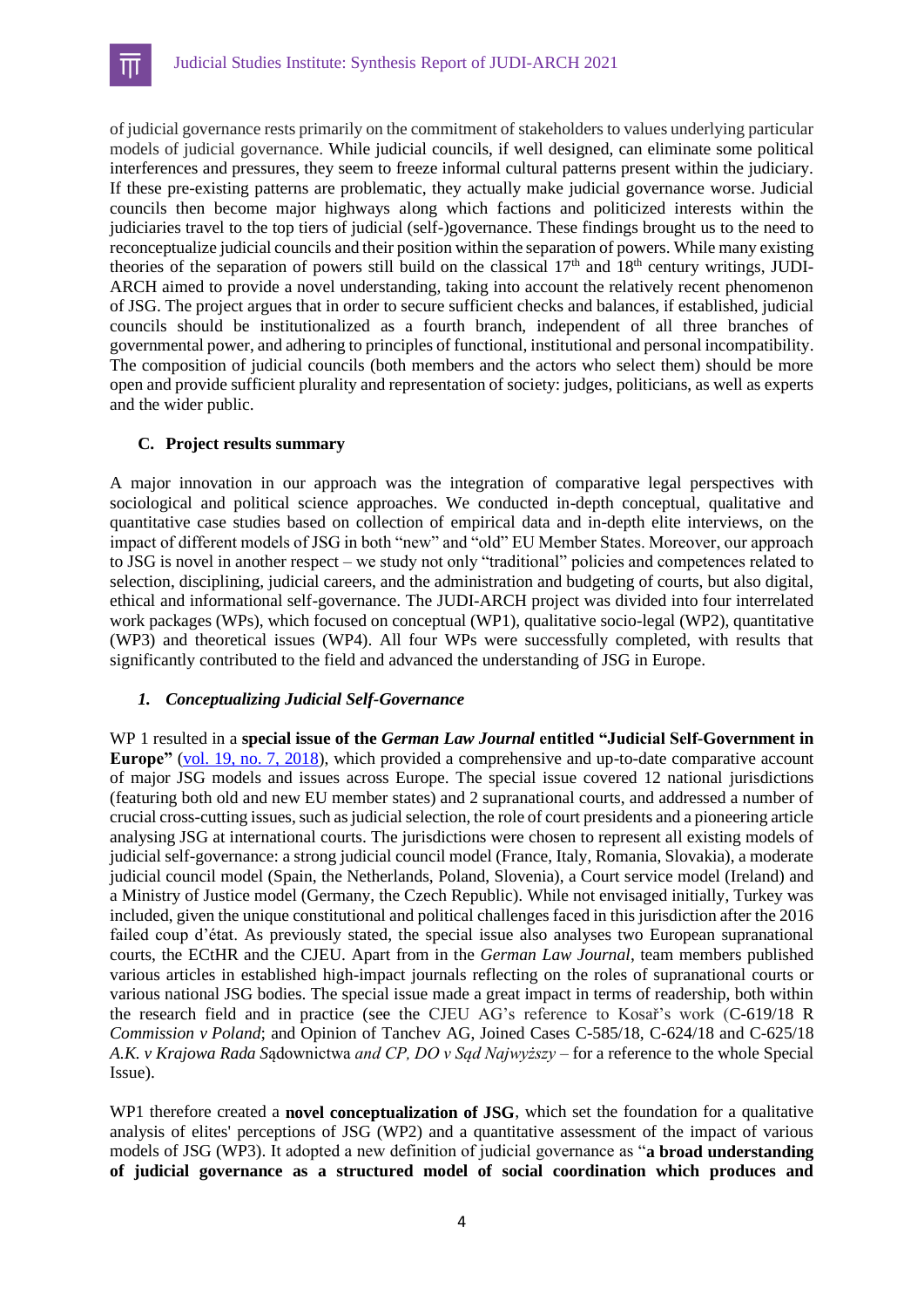of judicial governance rests primarily on the commitment of stakeholders to values underlying particular models of judicial governance. While judicial councils, if well designed, can eliminate some political interferences and pressures, they seem to freeze informal cultural patterns present within the judiciary. If these pre-existing patterns are problematic, they actually make judicial governance worse. Judicial councils then become major highways along which factions and politicized interests within the judiciaries travel to the top tiers of judicial (self-)governance. These findings brought us to the need to reconceptualize judicial councils and their position within the separation of powers. While many existing theories of the separation of powers still build on the classical 17th and 18th century writings, JUDI-ARCH aimed to provide a novel understanding, taking into account the relatively recent phenomenon of JSG. The project argues that in order to secure sufficient checks and balances, if established, judicial councils should be institutionalized as a fourth branch, independent of all three branches of governmental power, and adhering to principles of functional, institutional and personal incompatibility. The composition of judicial councils (both members and the actors who select them) should be more open and provide sufficient plurality and representation of society: judges, politicians, as well as experts and the wider public.

### C. Project results summary

A major innovation in our approach was the integration of comparative legal perspectives with sociological and political science approaches. We conducted in-depth conceptual, qualitative and quantitative case studies based on collection of empirical data and in-depth elite interviews, on the impact of different models of JSG in both "new" and "old" EU Member States. Moreover, our approach to JSG is novel in another respect – we study not only "traditional" policies and competences related to selection, disciplining, judicial careers, and the administration and budgeting of courts, but also digital, ethical and informational self-governance. The JUDI-ARCH project was divided into four interrelated work packages (WPs), which focused on conceptual (WP1), qualitative socio-legal (WP2), quantitative (WP3) and theoretical issues (WP4). All four WPs were successfully completed, with results that significantly contributed to the field and advanced the understanding of JSG in Europe.

#### *1. Conceptualizing Judicial Self-Governance*

WP 1 resulted in a **special issue of the *German Law Journal* entitled "Judicial Self-Government in Europe"** (vol. 19, no. 7, 2018), which provided a comprehensive and up-to-date comparative account of major JSG models and issues across Europe. The special issue covered 12 national jurisdictions (featuring both old and new EU member states) and 2 supranational courts, and addressed a number of crucial cross-cutting issues, such as judicial selection, the role of court presidents and a pioneering article analysing JSG at international courts. The jurisdictions were chosen to represent all existing models of judicial self-governance: a strong judicial council model (France, Italy, Romania, Slovakia), a moderate judicial council model (Spain, the Netherlands, Poland, Slovenia), a Court service model (Ireland) and a Ministry of Justice model (Germany, the Czech Republic). While not envisaged initially, Turkey was included, given the unique constitutional and political challenges faced in this jurisdiction after the 2016 failed coup d'état. As previously stated, the special issue also analyses two European supranational courts, the ECtHR and the CJEU. Apart from in the *German Law Journal*, team members published various articles in established high-impact journals reflecting on the roles of supranational courts or various national JSG bodies. The special issue made a great impact in terms of readership, both within the research field and in practice (see the CJEU AG's reference to Kosař's work (C-619/18 R *Commission v Poland*; and Opinion of Tanchev AG, Joined Cases C-585/18, C-624/18 and C-625/18 *A.K. v Krajowa Rada S*ądownictwa *and CP, DO v Sąd Najwyższy* – for a reference to the whole Special Issue).

WP1 therefore created a **novel conceptualization of JSG**, which set the foundation for a qualitative analysis of elites' perceptions of JSG (WP2) and a quantitative assessment of the impact of various models of JSG (WP3). It adopted a new definition of judicial governance as "**a broad understanding of judicial governance as a structured model of social coordination which produces and**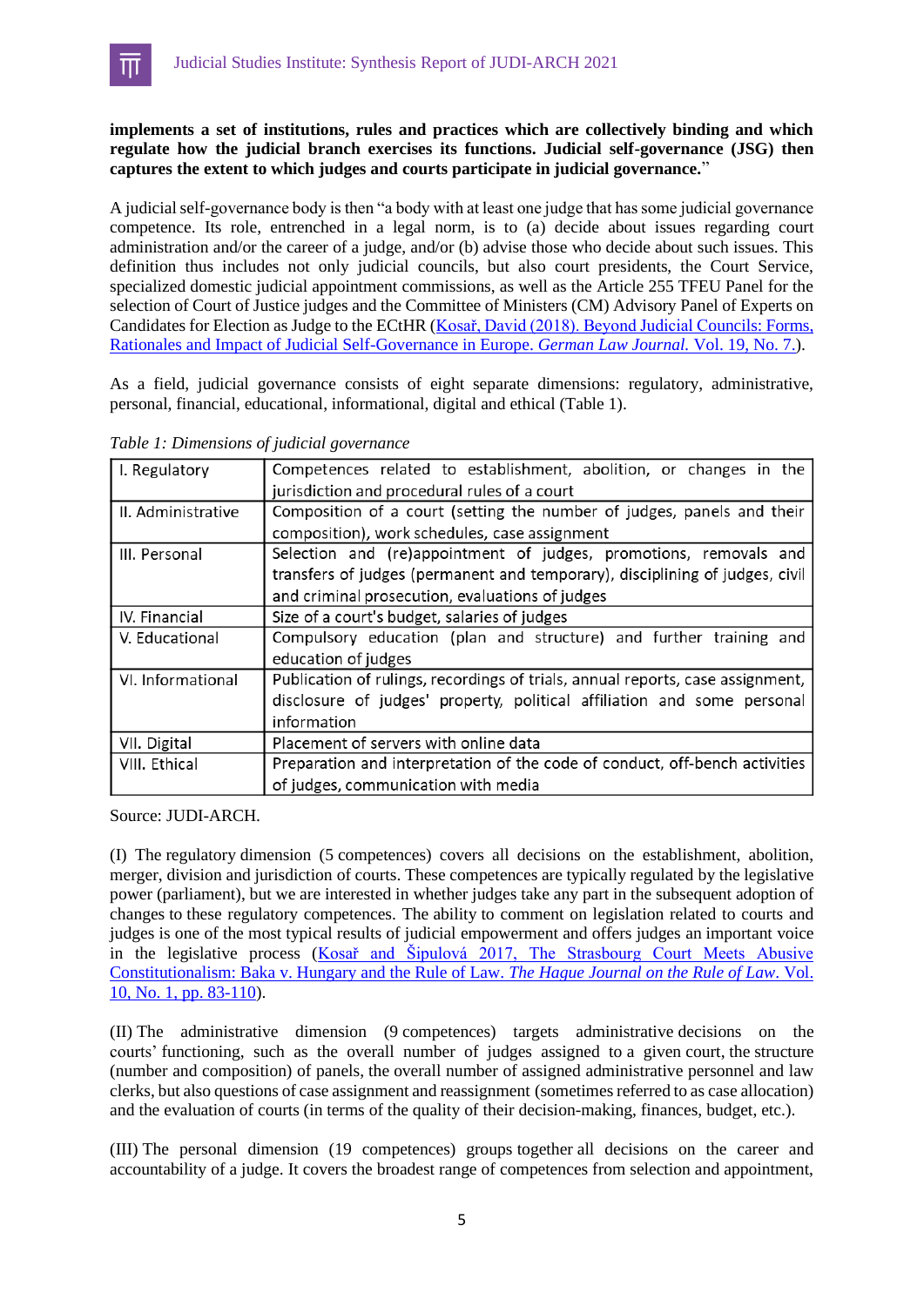**implements a set of institutions, rules and practices which are collectively binding and which regulate how the judicial branch exercises its functions. Judicial self-governance (JSG) then captures the extent to which judges and courts participate in judicial governance.**"

A judicial self-governance body is then "a body with at least one judge that has some judicial governance competence. Its role, entrenched in a legal norm, is to (a) decide about issues regarding court administration and/or the career of a judge, and/or (b) advise those who decide about such issues. This definition thus includes not only judicial councils, but also court presidents, the Court Service, specialized domestic judicial appointment commissions, as well as the Article 255 TFEU Panel for the selection of Court of Justice judges and the Committee of Ministers (CM) Advisory Panel of Experts on Candidates for Election as Judge to the ECtHR (Kosař, David (2018). Beyond Judicial Councils: Forms, Rationales and Impact of Judicial Self-Governance in Europe. *German Law Journal.* Vol. 19, No. 7.).

As a field, judicial governance consists of eight separate dimensions: regulatory, administrative, personal, financial, educational, informational, digital and ethical (Table 1).

*Table 1: Dimensions of judicial governance*

| | |
|---|---|
| I. Regulatory | Competences related to establishment, abolition, or changes in the jurisdiction and procedural rules of a court |
| II. Administrative | Composition of a court (setting the number of judges, panels and their composition), work schedules, case assignment |
| III. Personal | Selection and (re)appointment of judges, promotions, removals and transfers of judges (permanent and temporary), disciplining of judges, civil and criminal prosecution, evaluations of judges |
| IV. Financial | Size of a court's budget, salaries of judges |
| V. Educational | Compulsory education (plan and structure) and further training and education of judges |
| VI. Informational | Publication of rulings, recordings of trials, annual reports, case assignment, disclosure of judges' property, political affiliation and some personal information |
| VII. Digital | Placement of servers with online data |
| VIII. Ethical | Preparation and interpretation of the code of conduct, off-bench activities of judges, communication with media |

Source: JUDI-ARCH.

(I) The regulatory dimension (5 competences) covers all decisions on the establishment, abolition, merger, division and jurisdiction of courts. These competences are typically regulated by the legislative power (parliament), but we are interested in whether judges take any part in the subsequent adoption of changes to these regulatory competences. The ability to comment on legislation related to courts and judges is one of the most typical results of judicial empowerment and offers judges an important voice in the legislative process (Kosař and Šipulová 2017, The Strasbourg Court Meets Abusive Constitutionalism: Baka v. Hungary and the Rule of Law. *The Hague Journal on the Rule of Law*. Vol. 10, No. 1, pp. 83-110).

(II) The administrative dimension (9 competences) targets administrative decisions on the courts' functioning, such as the overall number of judges assigned to a given court, the structure (number and composition) of panels, the overall number of assigned administrative personnel and law clerks, but also questions of case assignment and reassignment (sometimes referred to as case allocation) and the evaluation of courts (in terms of the quality of their decision-making, finances, budget, etc.).

(III) The personal dimension (19 competences) groups together all decisions on the career and accountability of a judge. It covers the broadest range of competences from selection and appointment,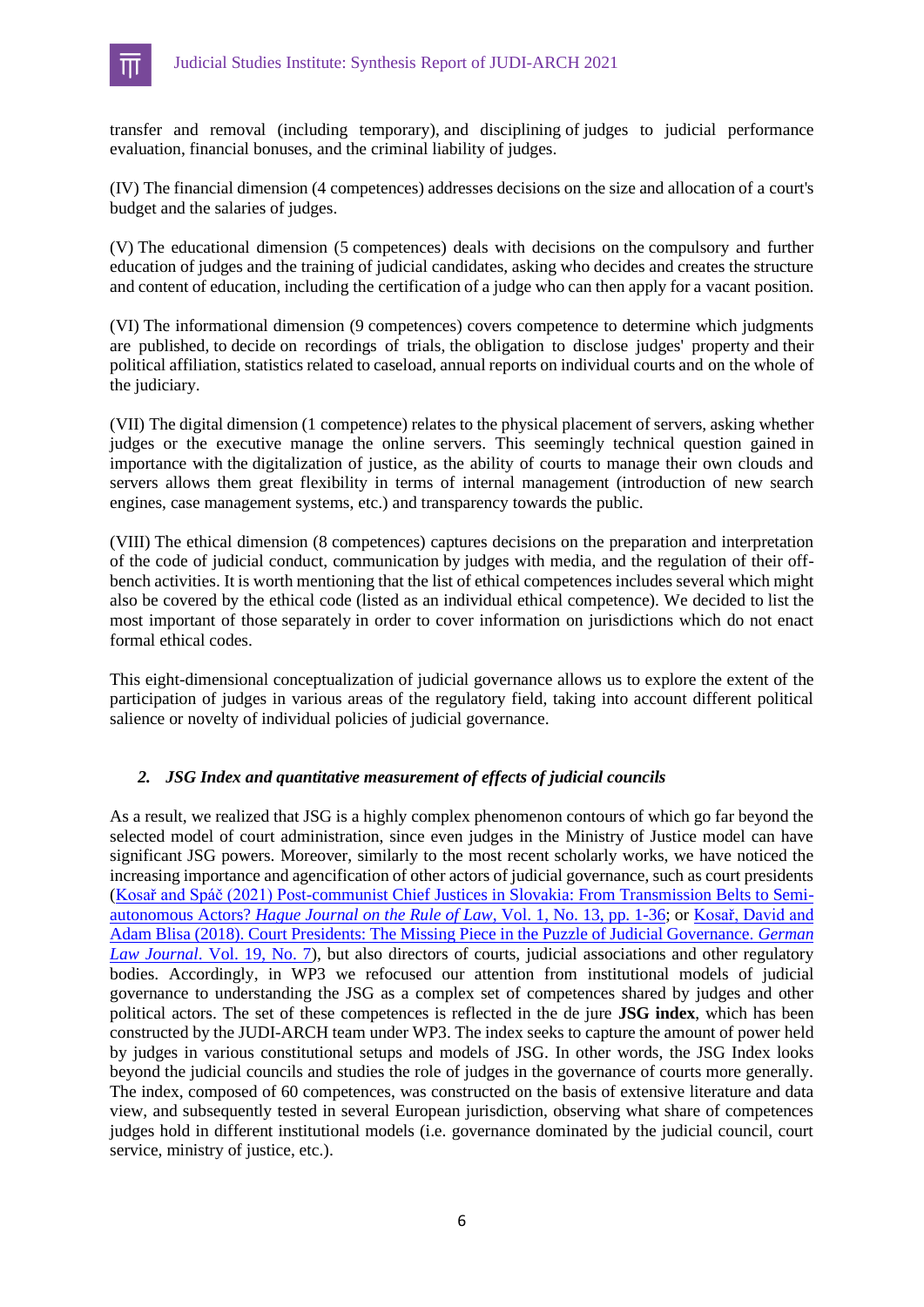transfer and removal (including temporary), and disciplining of judges to judicial performance evaluation, financial bonuses, and the criminal liability of judges.

(IV) The financial dimension (4 competences) addresses decisions on the size and allocation of a court's budget and the salaries of judges.

(V) The educational dimension (5 competences) deals with decisions on the compulsory and further education of judges and the training of judicial candidates, asking who decides and creates the structure and content of education, including the certification of a judge who can then apply for a vacant position.

(VI) The informational dimension (9 competences) covers competence to determine which judgments are published, to decide on recordings of trials, the obligation to disclose judges' property and their political affiliation, statistics related to caseload, annual reports on individual courts and on the whole of the judiciary.

(VII) The digital dimension (1 competence) relates to the physical placement of servers, asking whether judges or the executive manage the online servers. This seemingly technical question gained in importance with the digitalization of justice, as the ability of courts to manage their own clouds and servers allows them great flexibility in terms of internal management (introduction of new search engines, case management systems, etc.) and transparency towards the public.

(VIII) The ethical dimension (8 competences) captures decisions on the preparation and interpretation of the code of judicial conduct, communication by judges with media, and the regulation of their off-bench activities. It is worth mentioning that the list of ethical competences includes several which might also be covered by the ethical code (listed as an individual ethical competence). We decided to list the most important of those separately in order to cover information on jurisdictions which do not enact formal ethical codes.

This eight-dimensional conceptualization of judicial governance allows us to explore the extent of the participation of judges in various areas of the regulatory field, taking into account different political salience or novelty of individual policies of judicial governance.

## *2. JSG Index and quantitative measurement of effects of judicial councils*

As a result, we realized that JSG is a highly complex phenomenon contours of which go far beyond the selected model of court administration, since even judges in the Ministry of Justice model can have significant JSG powers. Moreover, similarly to the most recent scholarly works, we have noticed the increasing importance and agencification of other actors of judicial governance, such as court presidents (Kosař and Spáč (2021) Post-communist Chief Justices in Slovakia: From Transmission Belts to Semi-autonomous Actors? *Hague Journal on the Rule of Law*, Vol. 1, No. 13, pp. 1-36; or Kosař, David and Adam Blisa (2018). Court Presidents: The Missing Piece in the Puzzle of Judicial Governance. *German Law Journal*. Vol. 19, No. 7), but also directors of courts, judicial associations and other regulatory bodies. Accordingly, in WP3 we refocused our attention from institutional models of judicial governance to understanding the JSG as a complex set of competences shared by judges and other political actors. The set of these competences is reflected in the de jure **JSG index**, which has been constructed by the JUDI-ARCH team under WP3. The index seeks to capture the amount of power held by judges in various constitutional setups and models of JSG. In other words, the JSG Index looks beyond the judicial councils and studies the role of judges in the governance of courts more generally. The index, composed of 60 competences, was constructed on the basis of extensive literature and data view, and subsequently tested in several European jurisdiction, observing what share of competences judges hold in different institutional models (i.e. governance dominated by the judicial council, court service, ministry of justice, etc.).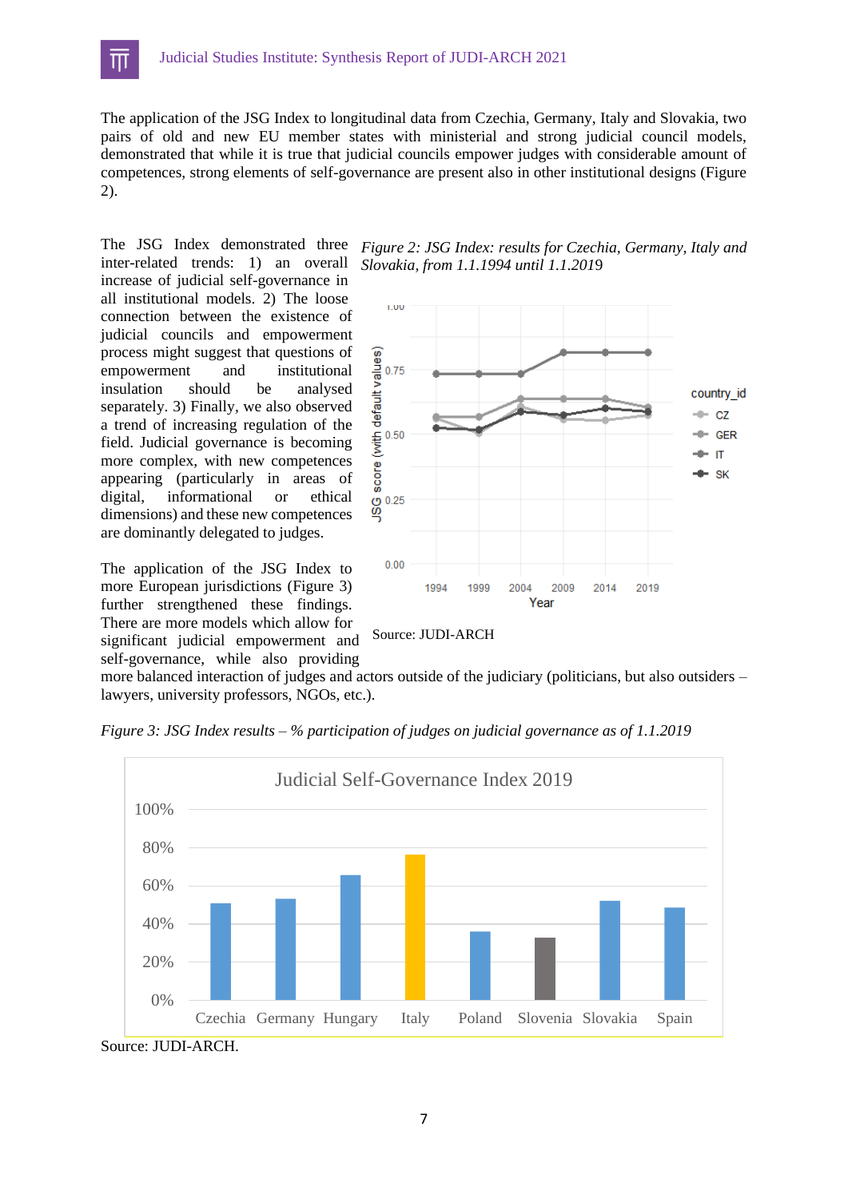The application of the JSG Index to longitudinal data from Czechia, Germany, Italy and Slovakia, two pairs of old and new EU member states with ministerial and strong judicial council models, demonstrated that while it is true that judicial councils empower judges with considerable amount of competences, strong elements of self-governance are present also in other institutional designs (Figure 2).

The JSG Index demonstrated three inter-related trends: 1) an overall increase of judicial self-governance in all institutional models. 2) The loose connection between the existence of judicial councils and empowerment process might suggest that questions of empowerment and institutional insulation should be analysed separately. 3) Finally, we also observed a trend of increasing regulation of the field. Judicial governance is becoming more complex, with new competences appearing (particularly in areas of digital, informational or ethical dimensions) and these new competences are dominantly delegated to judges.

*Figure 2: JSG Index: results for Czechia, Germany, Italy and Slovakia, from 1.1.1994 until 1.1.2019*

Source: JUDI-ARCH

The application of the JSG Index to more European jurisdictions (Figure 3) further strengthened these findings. There are more models which allow for significant judicial empowerment and self-governance, while also providing more balanced interaction of judges and actors outside of the judiciary (politicians, but also outsiders – lawyers, university professors, NGOs, etc.).

*Figure 3: JSG Index results – % participation of judges on judicial governance as of 1.1.2019*

Source: JUDI-ARCH.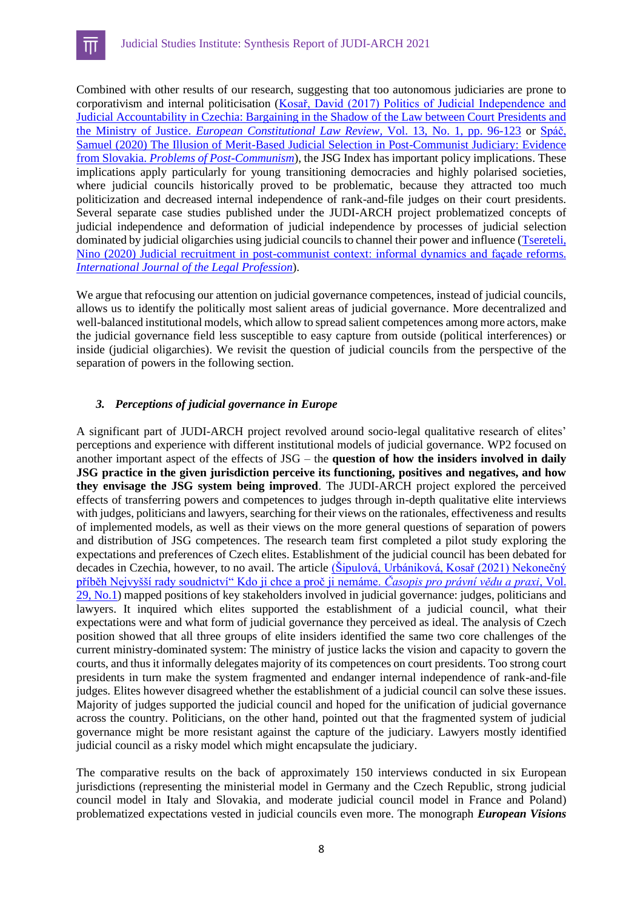Combined with other results of our research, suggesting that too autonomous judiciaries are prone to corporativism and internal politicisation (Kosař, David (2017) Politics of Judicial Independence and Judicial Accountability in Czechia: Bargaining in the Shadow of the Law between Court Presidents and the Ministry of Justice. *European Constitutional Law Review*, Vol. 13, No. 1, pp. 96-123 or Spáč, Samuel (2020) The Illusion of Merit-Based Judicial Selection in Post-Communist Judiciary: Evidence from Slovakia. *Problems of Post-Communism*), the JSG Index has important policy implications. These implications apply particularly for young transitioning democracies and highly polarised societies, where judicial councils historically proved to be problematic, because they attracted too much politicization and decreased internal independence of rank-and-file judges on their court presidents. Several separate case studies published under the JUDI-ARCH project problematized concepts of judicial independence and deformation of judicial independence by processes of judicial selection dominated by judicial oligarchies using judicial councils to channel their power and influence (Tsereteli, Nino (2020) Judicial recruitment in post-communist context: informal dynamics and façade reforms. *International Journal of the Legal Profession*).

We argue that refocusing our attention on judicial governance competences, instead of judicial councils, allows us to identify the politically most salient areas of judicial governance. More decentralized and well-balanced institutional models, which allow to spread salient competences among more actors, make the judicial governance field less susceptible to easy capture from outside (political interferences) or inside (judicial oligarchies). We revisit the question of judicial councils from the perspective of the separation of powers in the following section.

### *3. Perceptions of judicial governance in Europe*

A significant part of JUDI-ARCH project revolved around socio-legal qualitative research of elites' perceptions and experience with different institutional models of judicial governance. WP2 focused on another important aspect of the effects of JSG – the **question of how the insiders involved in daily JSG practice in the given jurisdiction perceive its functioning, positives and negatives, and how they envisage the JSG system being improved**. The JUDI-ARCH project explored the perceived effects of transferring powers and competences to judges through in-depth qualitative elite interviews with judges, politicians and lawyers, searching for their views on the rationales, effectiveness and results of implemented models, as well as their views on the more general questions of separation of powers and distribution of JSG competences. The research team first completed a pilot study exploring the expectations and preferences of Czech elites. Establishment of the judicial council has been debated for decades in Czechia, however, to no avail. The article (Šipulová, Urbániková, Kosař (2021) Nekonečný příběh Nejvyšší rady soudnictví" Kdo ji chce a proč ji nemáme. *Časopis pro právní vědu a praxi*, Vol. 29, No.1) mapped positions of key stakeholders involved in judicial governance: judges, politicians and lawyers. It inquired which elites supported the establishment of a judicial council, what their expectations were and what form of judicial governance they perceived as ideal. The analysis of Czech position showed that all three groups of elite insiders identified the same two core challenges of the current ministry-dominated system: The ministry of justice lacks the vision and capacity to govern the courts, and thus it informally delegates majority of its competences on court presidents. Too strong court presidents in turn make the system fragmented and endanger internal independence of rank-and-file judges. Elites however disagreed whether the establishment of a judicial council can solve these issues. Majority of judges supported the judicial council and hoped for the unification of judicial governance across the country. Politicians, on the other hand, pointed out that the fragmented system of judicial governance might be more resistant against the capture of the judiciary. Lawyers mostly identified judicial council as a risky model which might encapsulate the judiciary.

The comparative results on the back of approximately 150 interviews conducted in six European jurisdictions (representing the ministerial model in Germany and the Czech Republic, strong judicial council model in Italy and Slovakia, and moderate judicial council model in France and Poland) problematized expectations vested in judicial councils even more. The monograph ***European Visions***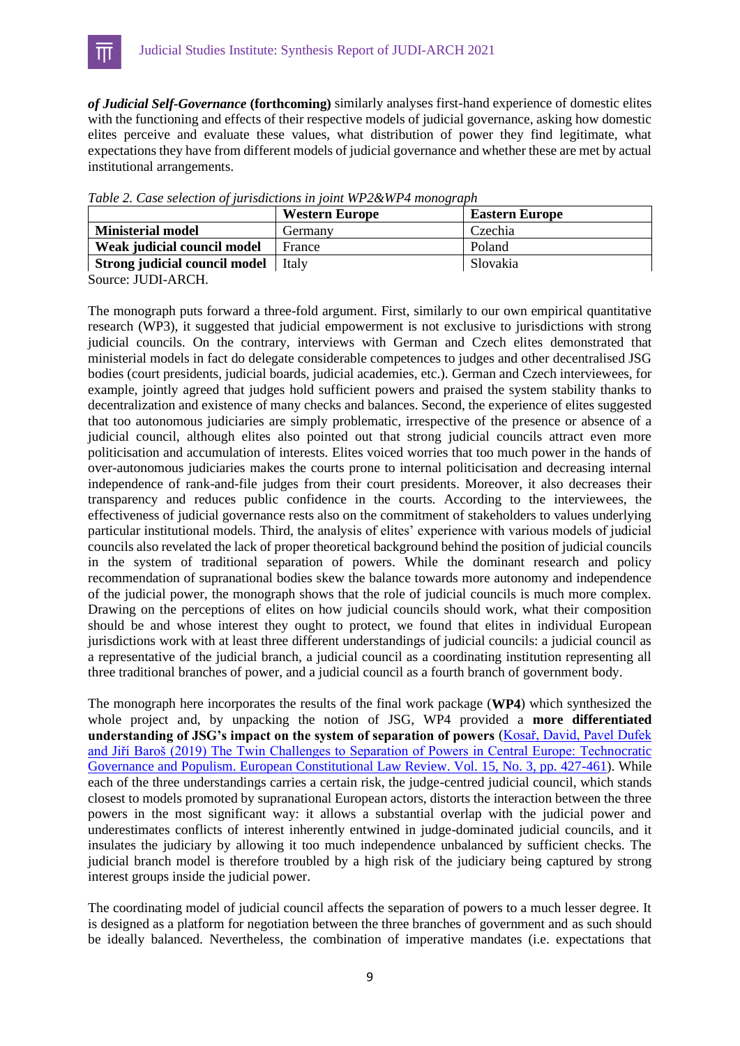***of Judicial Self-Governance* (forthcoming)** similarly analyses first-hand experience of domestic elites with the functioning and effects of their respective models of judicial governance, asking how domestic elites perceive and evaluate these values, what distribution of power they find legitimate, what expectations they have from different models of judicial governance and whether these are met by actual institutional arrangements.

*Table 2. Case selection of jurisdictions in joint WP2&WP4 monograph*

| | **Western Europe** | **Eastern Europe** |
|---|---|---|
| **Ministerial model** | Germany | Czechia |
| **Weak judicial council model** | France | Poland |
| **Strong judicial council model** | Italy | Slovakia |

Source: JUDI-ARCH.

The monograph puts forward a three-fold argument. First, similarly to our own empirical quantitative research (WP3), it suggested that judicial empowerment is not exclusive to jurisdictions with strong judicial councils. On the contrary, interviews with German and Czech elites demonstrated that ministerial models in fact do delegate considerable competences to judges and other decentralised JSG bodies (court presidents, judicial boards, judicial academies, etc.). German and Czech interviewees, for example, jointly agreed that judges hold sufficient powers and praised the system stability thanks to decentralization and existence of many checks and balances. Second, the experience of elites suggested that too autonomous judiciaries are simply problematic, irrespective of the presence or absence of a judicial council, although elites also pointed out that strong judicial councils attract even more politicisation and accumulation of interests. Elites voiced worries that too much power in the hands of over-autonomous judiciaries makes the courts prone to internal politicisation and decreasing internal independence of rank-and-file judges from their court presidents. Moreover, it also decreases their transparency and reduces public confidence in the courts. According to the interviewees, the effectiveness of judicial governance rests also on the commitment of stakeholders to values underlying particular institutional models. Third, the analysis of elites' experience with various models of judicial councils also revelated the lack of proper theoretical background behind the position of judicial councils in the system of traditional separation of powers. While the dominant research and policy recommendation of supranational bodies skew the balance towards more autonomy and independence of the judicial power, the monograph shows that the role of judicial councils is much more complex. Drawing on the perceptions of elites on how judicial councils should work, what their composition should be and whose interest they ought to protect, we found that elites in individual European jurisdictions work with at least three different understandings of judicial councils: a judicial council as a representative of the judicial branch, a judicial council as a coordinating institution representing all three traditional branches of power, and a judicial council as a fourth branch of government body.

The monograph here incorporates the results of the final work package (**WP4**) which synthesized the whole project and, by unpacking the notion of JSG, WP4 provided a **more differentiated understanding of JSG's impact on the system of separation of powers** ([Kosař, David, Pavel Dufek and Jiří Baroš (2019) The Twin Challenges to Separation of Powers in Central Europe: Technocratic Governance and Populism. European Constitutional Law Review. Vol. 15, No. 3, pp. 427-461]()). While each of the three understandings carries a certain risk, the judge-centred judicial council, which stands closest to models promoted by supranational European actors, distorts the interaction between the three powers in the most significant way: it allows a substantial overlap with the judicial power and underestimates conflicts of interest inherently entwined in judge-dominated judicial councils, and it insulates the judiciary by allowing it too much independence unbalanced by sufficient checks. The judicial branch model is therefore troubled by a high risk of the judiciary being captured by strong interest groups inside the judicial power.

The coordinating model of judicial council affects the separation of powers to a much lesser degree. It is designed as a platform for negotiation between the three branches of government and as such should be ideally balanced. Nevertheless, the combination of imperative mandates (i.e. expectations that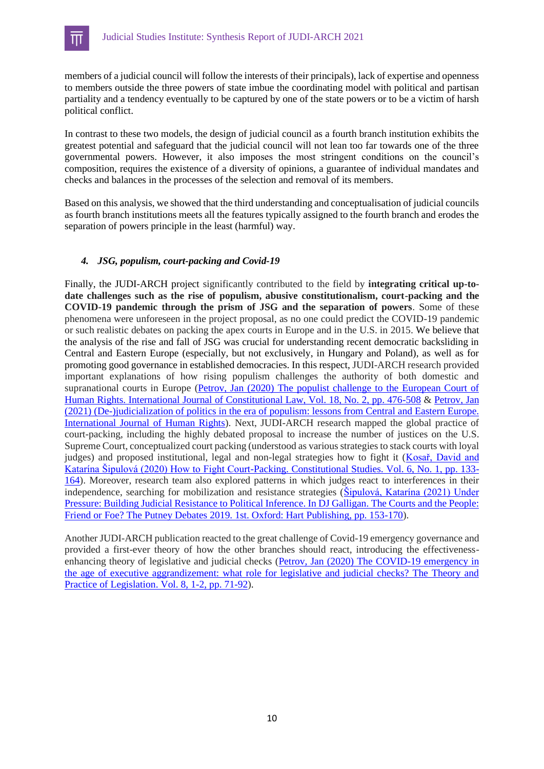members of a judicial council will follow the interests of their principals), lack of expertise and openness to members outside the three powers of state imbue the coordinating model with political and partisan partiality and a tendency eventually to be captured by one of the state powers or to be a victim of harsh political conflict.

In contrast to these two models, the design of judicial council as a fourth branch institution exhibits the greatest potential and safeguard that the judicial council will not lean too far towards one of the three governmental powers. However, it also imposes the most stringent conditions on the council's composition, requires the existence of a diversity of opinions, a guarantee of individual mandates and checks and balances in the processes of the selection and removal of its members.

Based on this analysis, we showed that the third understanding and conceptualisation of judicial councils as fourth branch institutions meets all the features typically assigned to the fourth branch and erodes the separation of powers principle in the least (harmful) way.

### *4. JSG, populism, court-packing and Covid-19*

Finally, the JUDI-ARCH project significantly contributed to the field by **integrating critical up-to-date challenges such as the rise of populism, abusive constitutionalism, court-packing and the COVID-19 pandemic through the prism of JSG and the separation of powers**. Some of these phenomena were unforeseen in the project proposal, as no one could predict the COVID-19 pandemic or such realistic debates on packing the apex courts in Europe and in the U.S. in 2015. We believe that the analysis of the rise and fall of JSG was crucial for understanding recent democratic backsliding in Central and Eastern Europe (especially, but not exclusively, in Hungary and Poland), as well as for promoting good governance in established democracies. In this respect, JUDI-ARCH research provided important explanations of how rising populism challenges the authority of both domestic and supranational courts in Europe (Petrov, Jan (2020) The populist challenge to the European Court of Human Rights. International Journal of Constitutional Law, Vol. 18, No. 2, pp. 476-508 & Petrov, Jan (2021) (De-)judicialization of politics in the era of populism: lessons from Central and Eastern Europe. International Journal of Human Rights). Next, JUDI-ARCH research mapped the global practice of court-packing, including the highly debated proposal to increase the number of justices on the U.S. Supreme Court, conceptualized court packing (understood as various strategies to stack courts with loyal judges) and proposed institutional, legal and non-legal strategies how to fight it (Kosař, David and Katarína Šipulová (2020) How to Fight Court-Packing. Constitutional Studies. Vol. 6, No. 1, pp. 133-164). Moreover, research team also explored patterns in which judges react to interferences in their independence, searching for mobilization and resistance strategies (Šipulová, Katarína (2021) Under Pressure: Building Judicial Resistance to Political Inference. In DJ Galligan. The Courts and the People: Friend or Foe? The Putney Debates 2019. 1st. Oxford: Hart Publishing, pp. 153-170).

Another JUDI-ARCH publication reacted to the great challenge of Covid-19 emergency governance and provided a first-ever theory of how the other branches should react, introducing the effectiveness-enhancing theory of legislative and judicial checks (Petrov, Jan (2020) The COVID-19 emergency in the age of executive aggrandizement: what role for legislative and judicial checks? The Theory and Practice of Legislation. Vol. 8, 1-2, pp. 71-92).